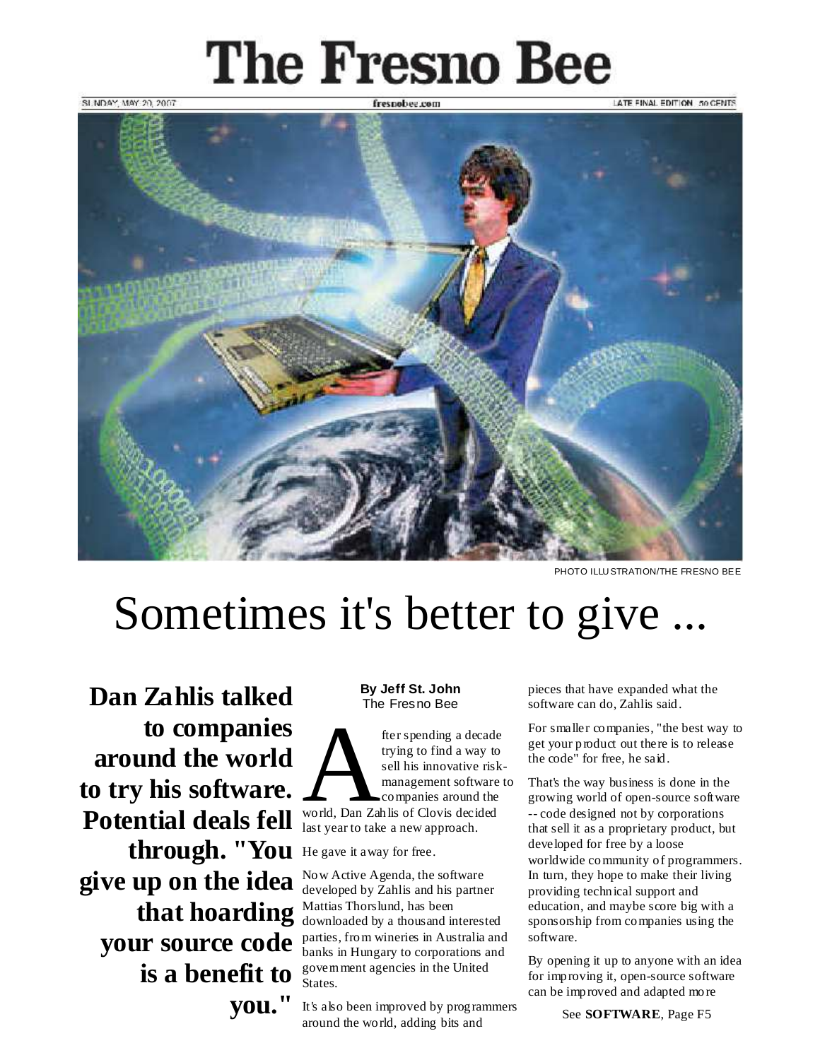# The Fresno Bee

SUNDAY, MAY 20, 2007 fresnobee.com LATE FINAL EDITION 50 CENTS

PHOTO ILLUSTRATION/THE FRESNO BEE

# Sometimes it's better to give ...

**Dan Zahlis talked to companies around the world to try his software. Potential deals fell through. "You give up on the idea that hoarding your source code is a benefit to you."**

**By Jeff St. John**
The Fresno Bee

After spending a decade trying to find a way to sell his innovative risk-management software to companies around the world, Dan Zahlis of Clovis decided last year to take a new approach.

He gave it away for free.

Now Active Agenda, the software developed by Zahlis and his partner Mattias Thorslund, has been downloaded by a thousand interested parties, from wineries in Australia and banks in Hungary to corporations and government agencies in the United States.

It's also been improved by programmers around the world, adding bits and pieces that have expanded what the software can do, Zahlis said.

For smaller companies, "the best way to get your product out there is to release the code" for free, he said.

That's the way business is done in the growing world of open-source software -- code designed not by corporations that sell it as a proprietary product, but developed for free by a loose worldwide community of programmers. In turn, they hope to make their living providing technical support and education, and maybe score big with a sponsorship from companies using the software.

By opening it up to anyone with an idea for improving it, open-source software can be improved and adapted more

See **SOFTWARE**, Page F5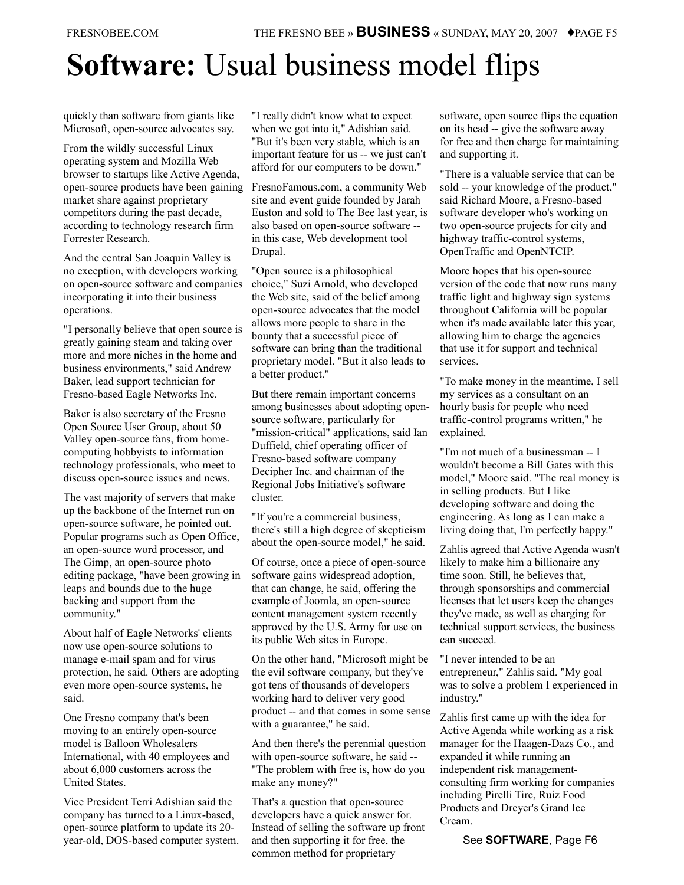# Software: Usual business model flips

quickly than software from giants like Microsoft, open-source advocates say.

From the wildly successful Linux operating system and Mozilla Web browser to startups like Active Agenda, open-source products have been gaining market share against proprietary competitors during the past decade, according to technology research firm Forrester Research.

And the central San Joaquin Valley is no exception, with developers working on open-source software and companies incorporating it into their business operations.

"I personally believe that open source is greatly gaining steam and taking over more and more niches in the home and business environments," said Andrew Baker, lead support technician for Fresno-based Eagle Networks Inc.

Baker is also secretary of the Fresno Open Source User Group, about 50 Valley open-source fans, from home-computing hobbyists to information technology professionals, who meet to discuss open-source issues and news.

The vast majority of servers that make up the backbone of the Internet run on open-source software, he pointed out. Popular programs such as Open Office, an open-source word processor, and The Gimp, an open-source photo editing package, "have been growing in leaps and bounds due to the huge backing and support from the community."

About half of Eagle Networks' clients now use open-source solutions to manage e-mail spam and for virus protection, he said. Others are adopting even more open-source systems, he said.

One Fresno company that's been moving to an entirely open-source model is Balloon Wholesalers International, with 40 employees and about 6,000 customers across the United States.

Vice President Terri Adishian said the company has turned to a Linux-based, open-source platform to update its 20-year-old, DOS-based computer system.

"I really didn't know what to expect when we got into it," Adishian said. "But it's been very stable, which is an important feature for us -- we just can't afford for our computers to be down."

FresnoFamous.com, a community Web site and event guide founded by Jarah Euston and sold to The Bee last year, is also based on open-source software -- in this case, Web development tool Drupal.

"Open source is a philosophical choice," Suzi Arnold, who developed the Web site, said of the belief among open-source advocates that the model allows more people to share in the bounty that a successful piece of software can bring than the traditional proprietary model. "But it also leads to a better product."

But there remain important concerns among businesses about adopting open-source software, particularly for "mission-critical" applications, said Ian Duffield, chief operating officer of Fresno-based software company Decipher Inc. and chairman of the Regional Jobs Initiative's software cluster.

"If you're a commercial business, there's still a high degree of skepticism about the open-source model," he said.

Of course, once a piece of open-source software gains widespread adoption, that can change, he said, offering the example of Joomla, an open-source content management system recently approved by the U.S. Army for use on its public Web sites in Europe.

On the other hand, "Microsoft might be the evil software company, but they've got tens of thousands of developers working hard to deliver very good product -- and that comes in some sense with a guarantee," he said.

And then there's the perennial question with open-source software, he said -- "The problem with free is, how do you make any money?"

That's a question that open-source developers have a quick answer for. Instead of selling the software up front and then supporting it for free, the common method for proprietary software, open source flips the equation on its head -- give the software away for free and then charge for maintaining and supporting it.

"There is a valuable service that can be sold -- your knowledge of the product," said Richard Moore, a Fresno-based software developer who's working on two open-source projects for city and highway traffic-control systems, OpenTraffic and OpenNTCIP.

Moore hopes that his open-source version of the code that now runs many traffic light and highway sign systems throughout California will be popular when it's made available later this year, allowing him to charge the agencies that use it for support and technical services.

"To make money in the meantime, I sell my services as a consultant on an hourly basis for people who need traffic-control programs written," he explained.

"I'm not much of a businessman -- I wouldn't become a Bill Gates with this model," Moore said. "The real money is in selling products. But I like developing software and doing the engineering. As long as I can make a living doing that, I'm perfectly happy."

Zahlis agreed that Active Agenda wasn't likely to make him a billionaire any time soon. Still, he believes that, through sponsorships and commercial licenses that let users keep the changes they've made, as well as charging for technical support services, the business can succeed.

"I never intended to be an entrepreneur," Zahlis said. "My goal was to solve a problem I experienced in industry."

Zahlis first came up with the idea for Active Agenda while working as a risk manager for the Haagen-Dazs Co., and expanded it while running an independent risk management-consulting firm working for companies including Pirelli Tire, Ruiz Food Products and Dreyer's Grand Ice Cream.

See **SOFTWARE**, Page F6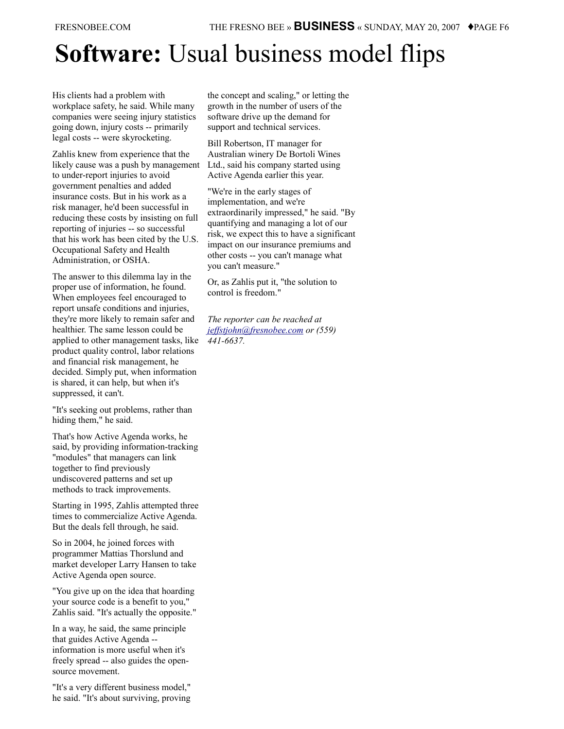# **Software:** Usual business model flips

His clients had a problem with workplace safety, he said. While many companies were seeing injury statistics going down, injury costs -- primarily legal costs -- were skyrocketing.

Zahlis knew from experience that the likely cause was a push by management to under-report injuries to avoid government penalties and added insurance costs. But in his work as a risk manager, he'd been successful in reducing these costs by insisting on full reporting of injuries -- so successful that his work has been cited by the U.S. Occupational Safety and Health Administration, or OSHA.

The answer to this dilemma lay in the proper use of information, he found. When employees feel encouraged to report unsafe conditions and injuries, they're more likely to remain safer and healthier. The same lesson could be applied to other management tasks, like product quality control, labor relations and financial risk management, he decided. Simply put, when information is shared, it can help, but when it's suppressed, it can't.

"It's seeking out problems, rather than hiding them," he said.

That's how Active Agenda works, he said, by providing information-tracking "modules" that managers can link together to find previously undiscovered patterns and set up methods to track improvements.

Starting in 1995, Zahlis attempted three times to commercialize Active Agenda. But the deals fell through, he said.

So in 2004, he joined forces with programmer Mattias Thorslund and market developer Larry Hansen to take Active Agenda open source.

"You give up on the idea that hoarding your source code is a benefit to you," Zahlis said. "It's actually the opposite."

In a way, he said, the same principle that guides Active Agenda -- information is more useful when it's freely spread -- also guides the open-source movement.

"It's a very different business model," he said. "It's about surviving, proving the concept and scaling," or letting the growth in the number of users of the software drive up the demand for support and technical services.

Bill Robertson, IT manager for Australian winery De Bortoli Wines Ltd., said his company started using Active Agenda earlier this year.

"We're in the early stages of implementation, and we're extraordinarily impressed," he said. "By quantifying and managing a lot of our risk, we expect this to have a significant impact on our insurance premiums and other costs -- you can't manage what you can't measure."

Or, as Zahlis put it, "the solution to control is freedom."

*The reporter can be reached at jeffstjohn@fresnobee.com or (559) 441-6637.*